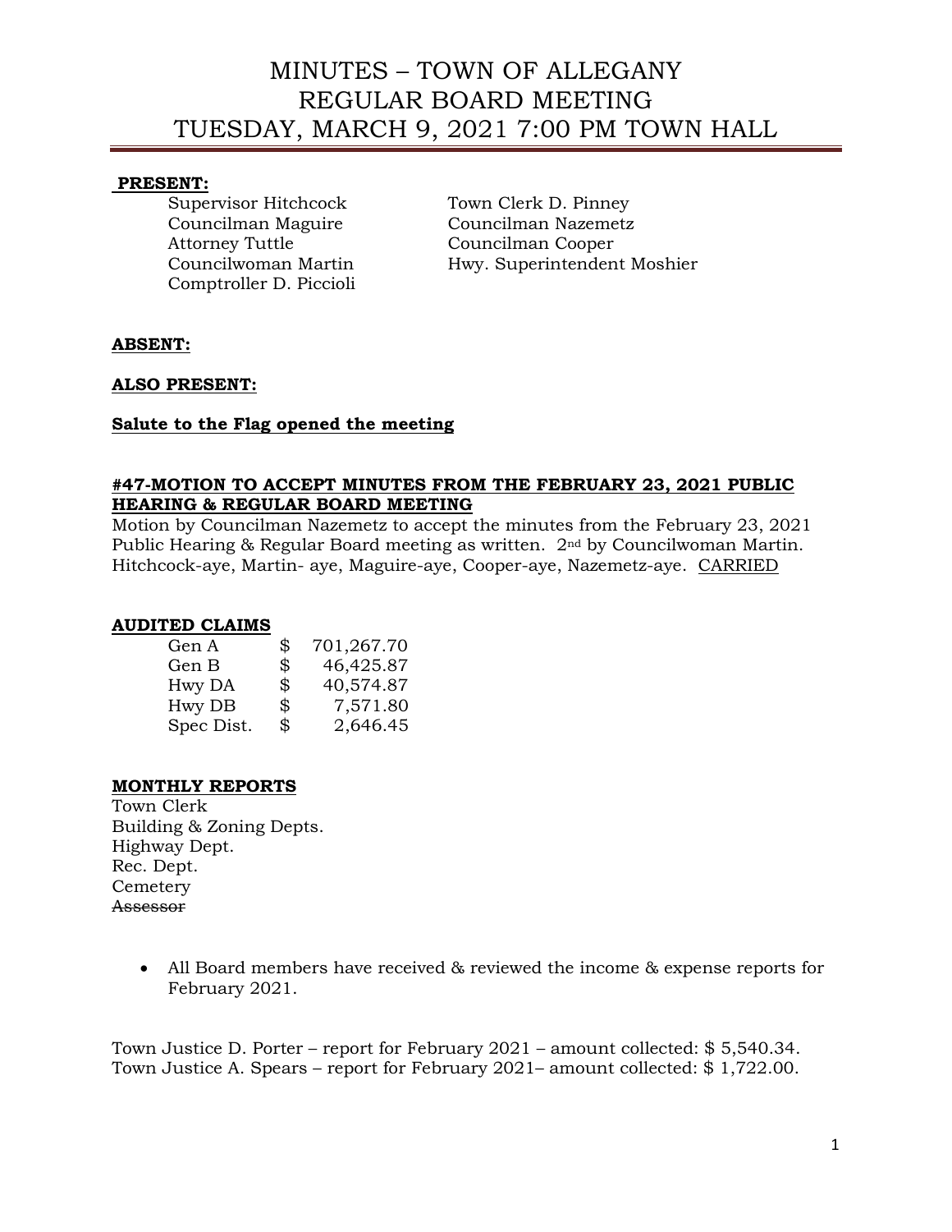# MINUTES – TOWN OF ALLEGANY
# REGULAR BOARD MEETING
# TUESDAY, MARCH 9, 2021 7:00 PM TOWN HALL

**PRESENT:**

Supervisor Hitchcock
Town Clerk D. Pinney
Councilman Maguire
Councilman Nazemetz
Attorney Tuttle
Councilman Cooper
Councilwoman Martin
Hwy. Superintendent Moshier
Comptroller D. Piccioli

**ABSENT:**

**ALSO PRESENT:**

**Salute to the Flag opened the meeting**

**#47-MOTION TO ACCEPT MINUTES FROM THE FEBRUARY 23, 2021 PUBLIC HEARING & REGULAR BOARD MEETING**

Motion by Councilman Nazemetz to accept the minutes from the February 23, 2021 Public Hearing & Regular Board meeting as written. 2nd by Councilwoman Martin. Hitchcock-aye, Martin- aye, Maguire-aye, Cooper-aye, Nazemetz-aye. CARRIED

**AUDITED CLAIMS**

| | | |
|---|---|---|
| Gen A | $ | 701,267.70 |
| Gen B | $ | 46,425.87 |
| Hwy DA | $ | 40,574.87 |
| Hwy DB | $ | 7,571.80 |
| Spec Dist. | $ | 2,646.45 |

**MONTHLY REPORTS**

Town Clerk
Building & Zoning Depts.
Highway Dept.
Rec. Dept.
Cemetery
~~Assessor~~

- All Board members have received & reviewed the income & expense reports for February 2021.

Town Justice D. Porter – report for February 2021 – amount collected: $ 5,540.34.
Town Justice A. Spears – report for February 2021– amount collected: $ 1,722.00.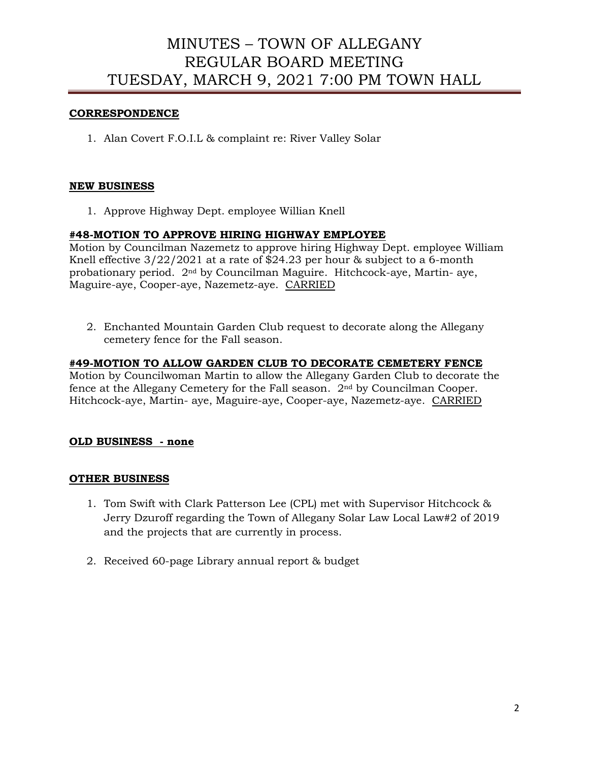# MINUTES – TOWN OF ALLEGANY
# REGULAR BOARD MEETING
# TUESDAY, MARCH 9, 2021 7:00 PM TOWN HALL

**CORRESPONDENCE**

1. Alan Covert F.O.I.L & complaint re: River Valley Solar

**NEW BUSINESS**

1. Approve Highway Dept. employee Willian Knell

**#48-MOTION TO APPROVE HIRING HIGHWAY EMPLOYEE**
Motion by Councilman Nazemetz to approve hiring Highway Dept. employee William Knell effective 3/22/2021 at a rate of $24.23 per hour & subject to a 6-month probationary period. 2nd by Councilman Maguire. Hitchcock-aye, Martin- aye, Maguire-aye, Cooper-aye, Nazemetz-aye. CARRIED

2. Enchanted Mountain Garden Club request to decorate along the Allegany cemetery fence for the Fall season.

**#49-MOTION TO ALLOW GARDEN CLUB TO DECORATE CEMETERY FENCE**
Motion by Councilwoman Martin to allow the Allegany Garden Club to decorate the fence at the Allegany Cemetery for the Fall season. 2nd by Councilman Cooper. Hitchcock-aye, Martin- aye, Maguire-aye, Cooper-aye, Nazemetz-aye. CARRIED

**OLD BUSINESS - none**

**OTHER BUSINESS**

1. Tom Swift with Clark Patterson Lee (CPL) met with Supervisor Hitchcock & Jerry Dzuroff regarding the Town of Allegany Solar Law Local Law#2 of 2019 and the projects that are currently in process.

2. Received 60-page Library annual report & budget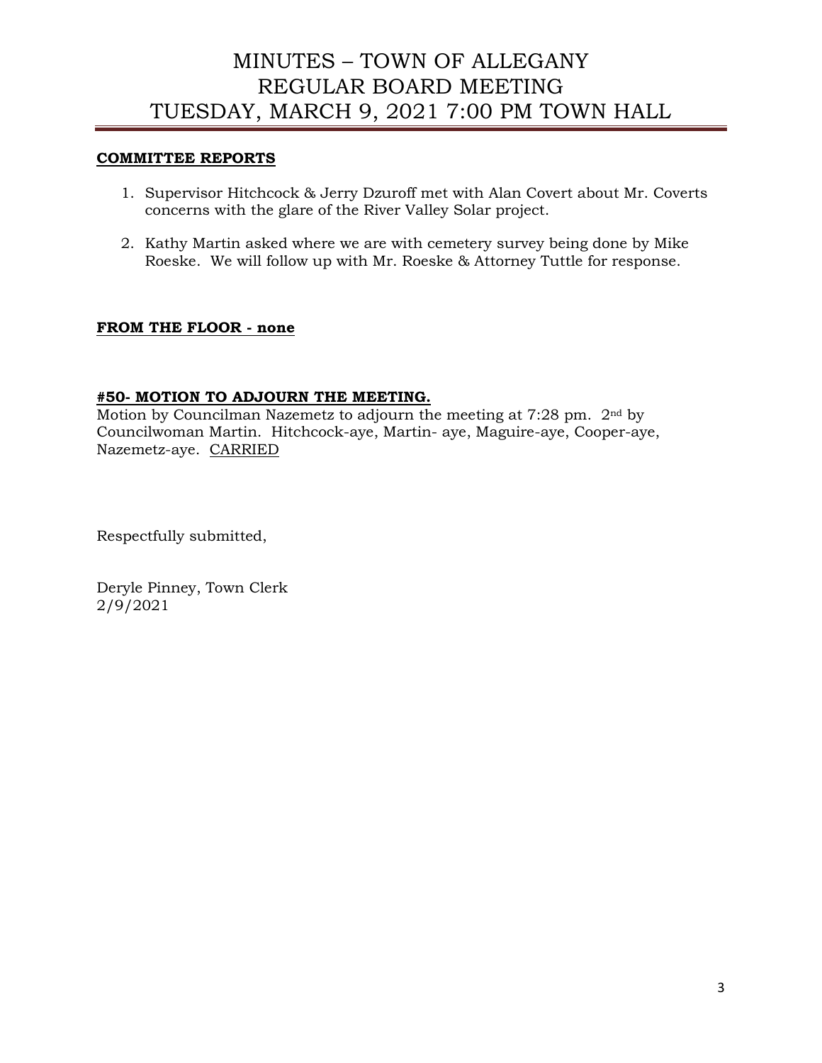# MINUTES – TOWN OF ALLEGANY
# REGULAR BOARD MEETING
# TUESDAY, MARCH 9, 2021 7:00 PM TOWN HALL

**COMMITTEE REPORTS**

1. Supervisor Hitchcock & Jerry Dzuroff met with Alan Covert about Mr. Coverts concerns with the glare of the River Valley Solar project.

2. Kathy Martin asked where we are with cemetery survey being done by Mike Roeske. We will follow up with Mr. Roeske & Attorney Tuttle for response.

**FROM THE FLOOR - none**

**#50- MOTION TO ADJOURN THE MEETING.**

Motion by Councilman Nazemetz to adjourn the meeting at 7:28 pm. 2nd by Councilwoman Martin. Hitchcock-aye, Martin- aye, Maguire-aye, Cooper-aye, Nazemetz-aye. CARRIED

Respectfully submitted,

Deryle Pinney, Town Clerk
2/9/2021